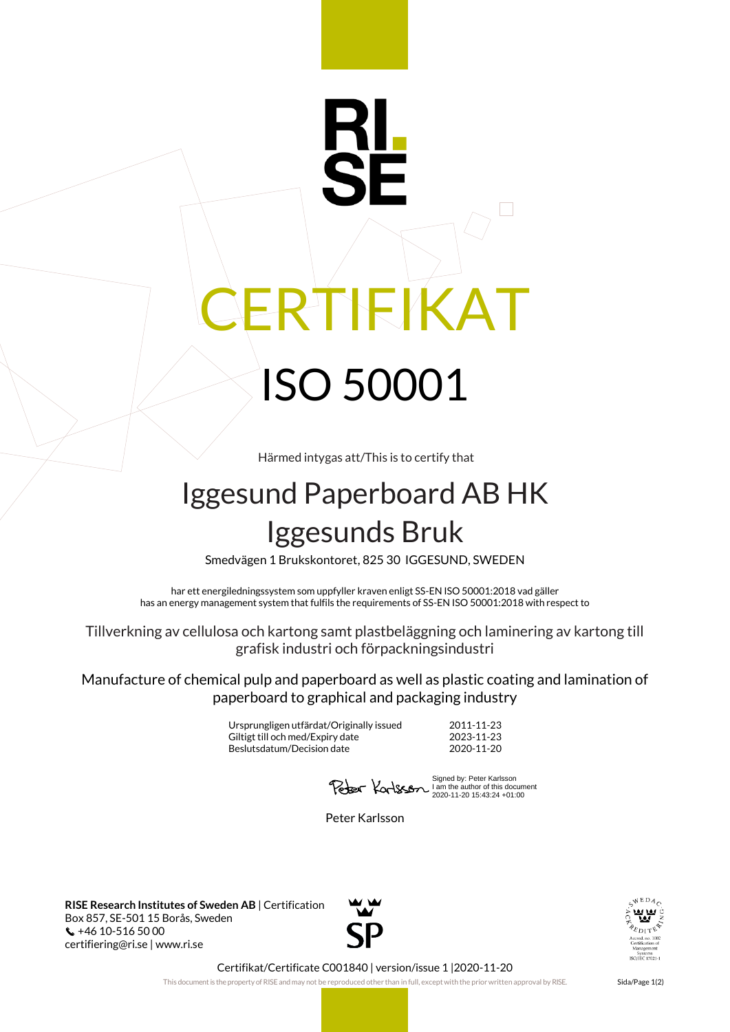RI.
SE

# CERTIFIKAT

# ISO 50001

Härmed intygas att/This is to certify that

## Iggesund Paperboard AB HK
## Iggesunds Bruk

Smedvägen 1 Brukskontoret, 825 30 IGGESUND, SWEDEN

har ett energiledningssystem som uppfyller kraven enligt SS-EN ISO 50001:2018 vad gäller
has an energy management system that fulfils the requirements of SS-EN ISO 50001:2018 with respect to

Tillverkning av cellulosa och kartong samt plastbeläggning och laminering av kartong till grafisk industri och förpackningsindustri

Manufacture of chemical pulp and paperboard as well as plastic coating and lamination of paperboard to graphical and packaging industry

| | |
|---|---|
| Ursprungligen utfärdat/Originally issued | 2011-11-23 |
| Giltigt till och med/Expiry date | 2023-11-23 |
| Beslutsdatum/Decision date | 2020-11-20 |

Signed by: Peter Karlsson
I am the author of this document
2020-11-20 15:43:24 +01:00

Peter Karlsson

**RISE Research Institutes of Sweden AB** | Certification
Box 857, SE-501 15 Borås, Sweden
+46 10-516 50 00
certifiering@ri.se | www.ri.se

SP

SWEDAC ACKREDITERING
Accred. no. 1002
Certification of Management Systems
ISO/IEC 17021-1

Certifikat/Certificate C001840 | version/issue 1 |2020-11-20

This document is the property of RISE and may not be reproduced other than in full, except with the prior written approval by RISE.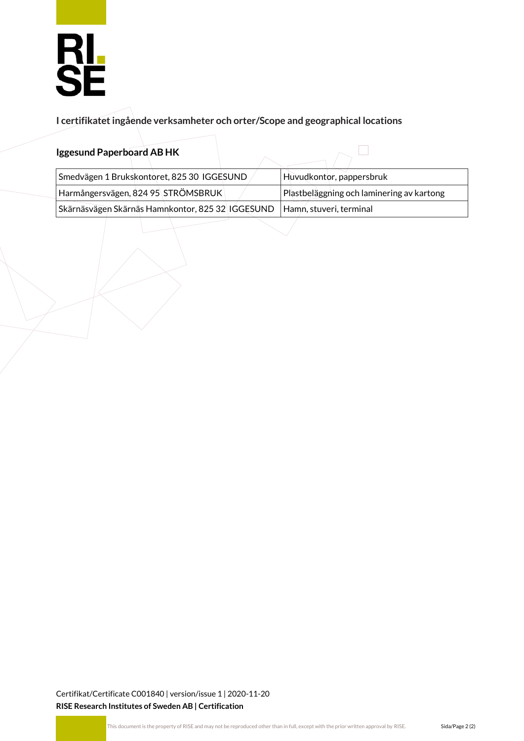RISE

**I certifikatet ingående verksamheter och orter/Scope and geographical locations**

**Iggesund Paperboard AB HK**

| | |
|---|---|
| Smedvägen 1 Brukskontoret, 825 30 IGGESUND | Huvudkontor, pappersbruk |
| Harmångersvägen, 824 95 STRÖMSBRUK | Plastbeläggning och laminering av kartong |
| Skärnäsvägen Skärnäs Hamnkontor, 825 32 IGGESUND | Hamn, stuveri, terminal |

Certifikat/Certificate C001840 | version/issue 1 | 2020-11-20

**RISE Research Institutes of Sweden AB | Certification**

This document is the property of RISE and may not be reproduced other than in full, except with the prior written approval by RISE.